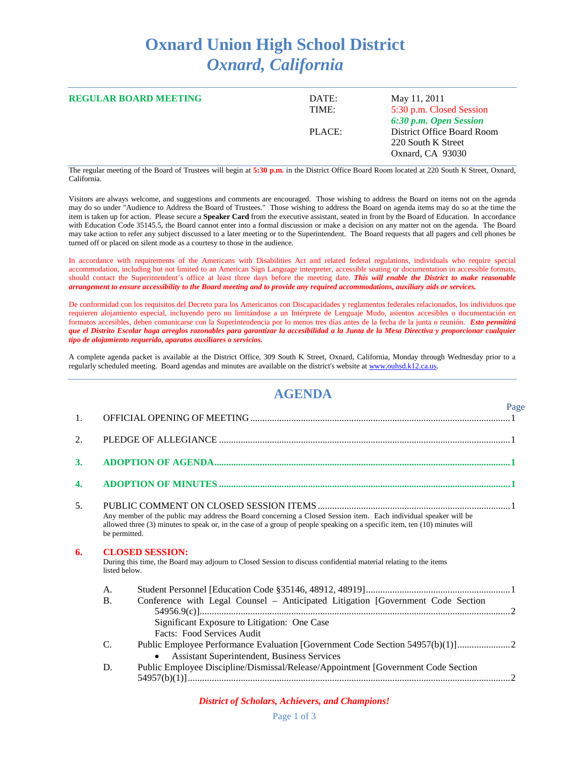# Oxnard Union High School District
## *Oxnard, California*

**REGULAR BOARD MEETING**

| | |
|---|---|
| DATE: | May 11, 2011 |
| TIME: | 5:30 p.m. Closed Session |
| | ***6:30 p.m. Open Session*** |
| PLACE: | District Office Board Room |
| | 220 South K Street |
| | Oxnard, CA 93030 |

The regular meeting of the Board of Trustees will begin at **5:30 p.m.** in the District Office Board Room located at 220 South K Street, Oxnard, California.

Visitors are always welcome, and suggestions and comments are encouraged. Those wishing to address the Board on items not on the agenda may do so under "Audience to Address the Board of Trustees." Those wishing to address the Board on agenda items may do so at the time the item is taken up for action. Please secure a **Speaker Card** from the executive assistant, seated in front by the Board of Education. In accordance with Education Code 35145.5, the Board cannot enter into a formal discussion or make a decision on any matter not on the agenda. The Board may take action to refer any subject discussed to a later meeting or to the Superintendent. The Board requests that all pagers and cell phones be turned off or placed on silent mode as a courtesy to those in the audience.

In accordance with requirements of the Americans with Disabilities Act and related federal regulations, individuals who require special accommodation, including but not limited to an American Sign Language interpreter, accessible seating or documentation in accessible formats, should contact the Superintendent's office at least three days before the meeting date. ***This will enable the District to make reasonable arrangement to ensure accessibility to the Board meeting and to provide any required accommodations, auxiliary aids or services.***

De conformidad con los requisitos del Decreto para los Americanos con Discapacidades y reglamentos federales relacionados, los individuos que requieren alojamiento especial, incluyendo pero no limitándose a un Intérprete de Lenguaje Mudo, asientos accesibles o documentación en formatos accesibles, deben comunicarse con la Superintendencia por lo menos tres días antes de la fecha de la junta o reunión. ***Esto permitirá que el Distrito Escolar haga arreglos razonables para garantizar la accesibilidad a la Junta de la Mesa Directiva y proporcionar cualquier tipo de alojamiento requerido, aparatos auxiliares o servicios.***

A complete agenda packet is available at the District Office, 309 South K Street, Oxnard, California, Monday through Wednesday prior to a regularly scheduled meeting. Board agendas and minutes are available on the district's website at www.ouhsd.k12.ca.us.

## AGENDA

| | | Page |
|---|---|---|
| 1. | OFFICIAL OPENING OF MEETING | 1 |
| 2. | PLEDGE OF ALLEGIANCE | 1 |
| **3.** | **ADOPTION OF AGENDA** | **1** |
| **4.** | **ADOPTION OF MINUTES** | **1** |
| 5. | PUBLIC COMMENT ON CLOSED SESSION ITEMS | 1 |

Any member of the public may address the Board concerning a Closed Session item. Each individual speaker will be allowed three (3) minutes to speak or, in the case of a group of people speaking on a specific item, ten (10) minutes will be permitted.

**6. CLOSED SESSION:**

During this time, the Board may adjourn to Closed Session to discuss confidential material relating to the items listed below.

A. Student Personnel [Education Code §35146, 48912, 48919] ........ 1

B. Conference with Legal Counsel – Anticipated Litigation [Government Code Section 54956.9(c)] ........ 2
   Significant Exposure to Litigation: One Case
   Facts: Food Services Audit

C. Public Employee Performance Evaluation [Government Code Section 54957(b)(1)] ........ 2
   - Assistant Superintendent, Business Services

D. Public Employee Discipline/Dismissal/Release/Appointment [Government Code Section 54957(b)(1)] ........ 2

*District of Scholars, Achievers, and Champions!*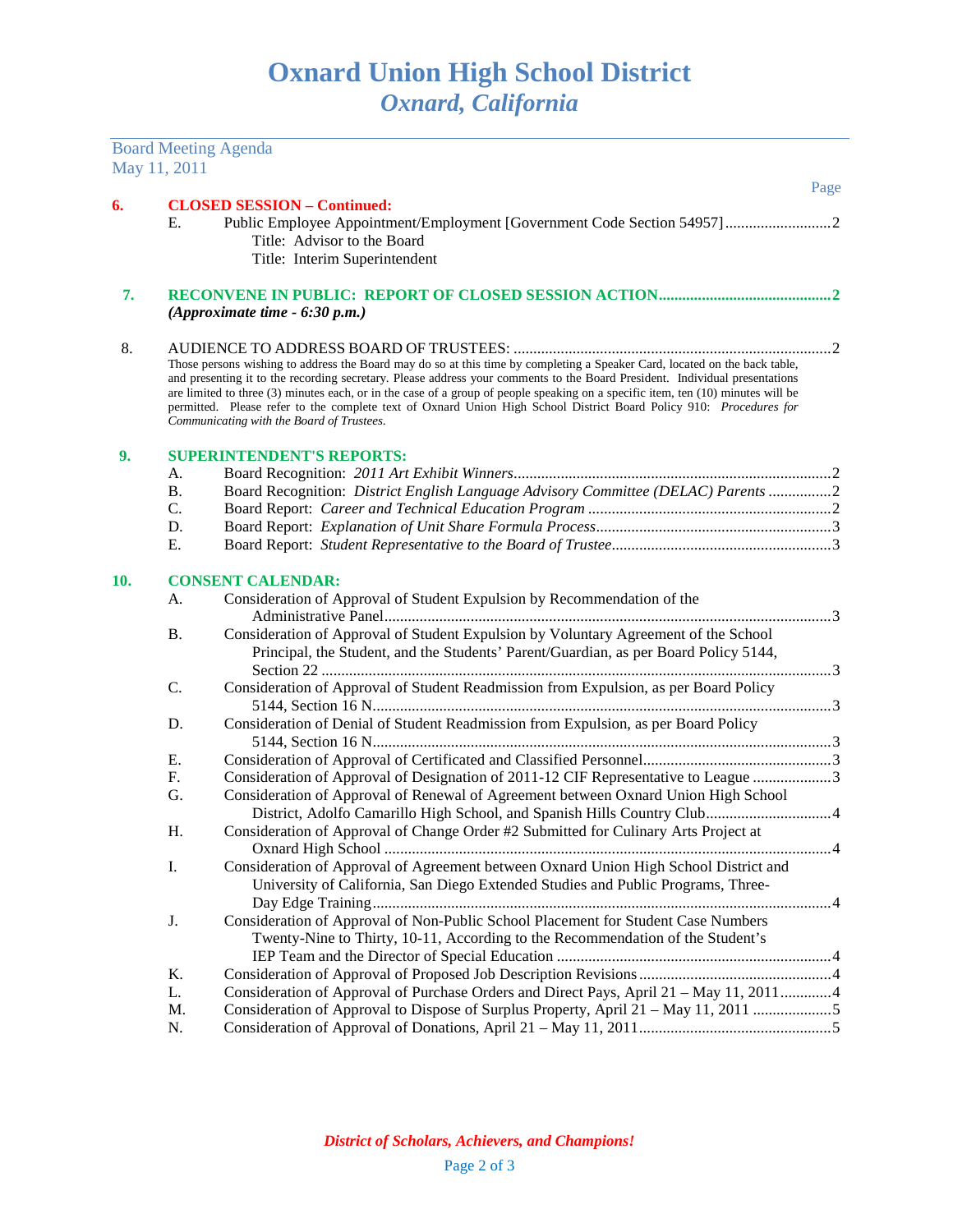# Oxnard Union High School District
## *Oxnard, California*

Board Meeting Agenda
May 11, 2011

Page

**6. CLOSED SESSION – Continued:**

E. Public Employee Appointment/Employment [Government Code Section 54957] ........................... 2
  Title: Advisor to the Board
  Title: Interim Superintendent

**7. RECONVENE IN PUBLIC: REPORT OF CLOSED SESSION ACTION ........................................... 2**
*(Approximate time - 6:30 p.m.)*

8. AUDIENCE TO ADDRESS BOARD OF TRUSTEES: ................................................................................ 2
Those persons wishing to address the Board may do so at this time by completing a Speaker Card, located on the back table, and presenting it to the recording secretary. Please address your comments to the Board President. Individual presentations are limited to three (3) minutes each, or in the case of a group of people speaking on a specific item, ten (10) minutes will be permitted. Please refer to the complete text of Oxnard Union High School District Board Policy 910: *Procedures for Communicating with the Board of Trustees.*

**9. SUPERINTENDENT'S REPORTS:**

A. Board Recognition: *2011 Art Exhibit Winners* ................................................................................ 2
B. Board Recognition: *District English Language Advisory Committee (DELAC) Parents* ................ 2
C. Board Report: *Career and Technical Education Program* ............................................................. 2
D. Board Report: *Explanation of Unit Share Formula Process* ............................................................ 3
E. Board Report: *Student Representative to the Board of Trustee* ........................................................ 3

**10. CONSENT CALENDAR:**

A. Consideration of Approval of Student Expulsion by Recommendation of the Administrative Panel ................................................................................................................. 3
B. Consideration of Approval of Student Expulsion by Voluntary Agreement of the School Principal, the Student, and the Students' Parent/Guardian, as per Board Policy 5144, Section 22 ................................................................................................................. 3
C. Consideration of Approval of Student Readmission from Expulsion, as per Board Policy 5144, Section 16 N ..................................................................................................................... 3
D. Consideration of Denial of Student Readmission from Expulsion, as per Board Policy 5144, Section 16 N ..................................................................................................................... 3
E. Consideration of Approval of Certificated and Classified Personnel ................................................ 3
F. Consideration of Approval of Designation of 2011-12 CIF Representative to League .................... 3
G. Consideration of Approval of Renewal of Agreement between Oxnard Union High School District, Adolfo Camarillo High School, and Spanish Hills Country Club ................................ 4
H. Consideration of Approval of Change Order #2 Submitted for Culinary Arts Project at Oxnard High School ................................................................................................................. 4
I. Consideration of Approval of Agreement between Oxnard Union High School District and University of California, San Diego Extended Studies and Public Programs, Three-Day Edge Training .................................................................................................................... 4
J. Consideration of Approval of Non-Public School Placement for Student Case Numbers Twenty-Nine to Thirty, 10-11, According to the Recommendation of the Student's IEP Team and the Director of Special Education ...................................................................... 4
K. Consideration of Approval of Proposed Job Description Revisions ................................................. 4
L. Consideration of Approval of Purchase Orders and Direct Pays, April 21 – May 11, 2011 ............. 4
M. Consideration of Approval to Dispose of Surplus Property, April 21 – May 11, 2011 .................... 5
N. Consideration of Approval of Donations, April 21 – May 11, 2011 ................................................. 5

*District of Scholars, Achievers, and Champions!*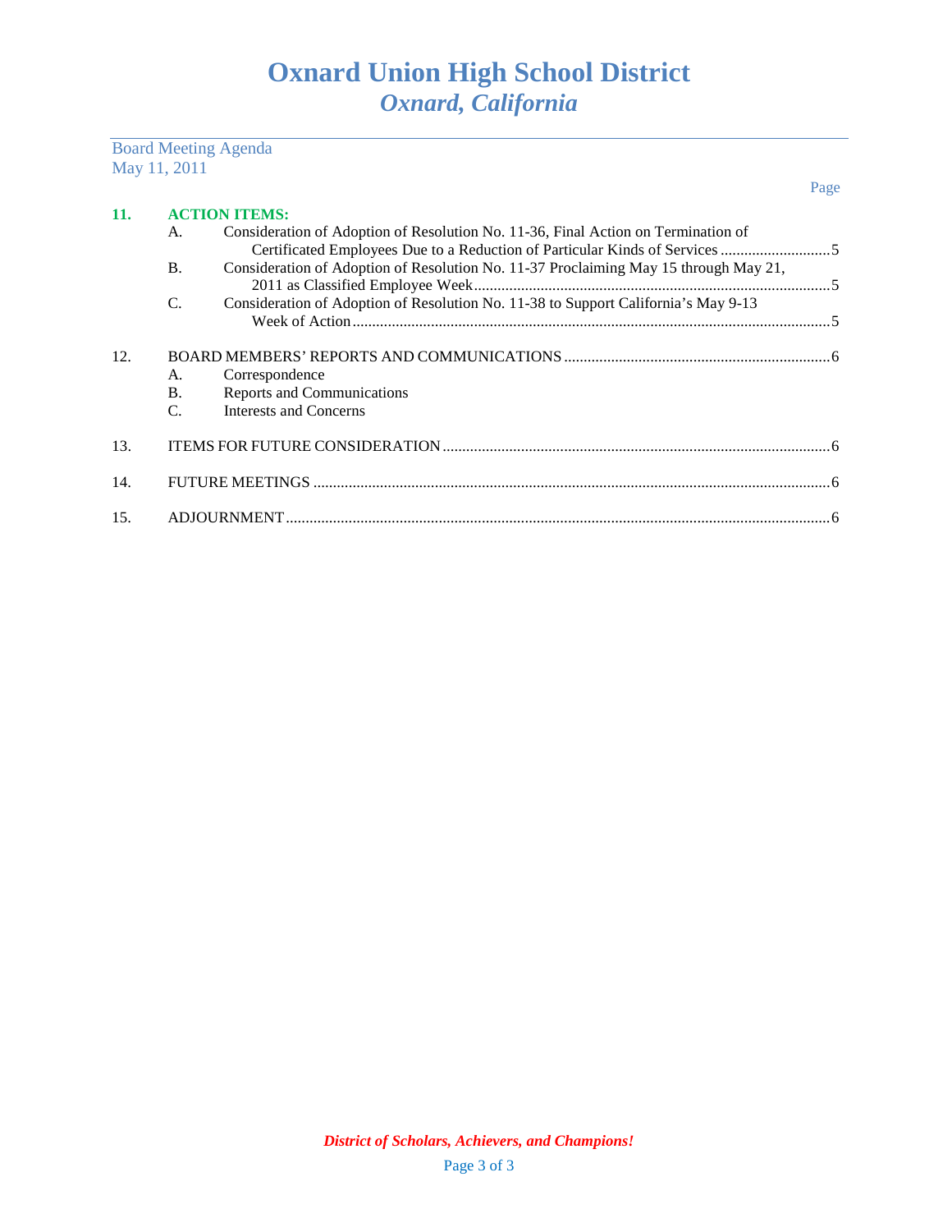# Oxnard Union High School District
## *Oxnard, California*

Board Meeting Agenda
May 11, 2011

Page

**11. ACTION ITEMS:**

A. Consideration of Adoption of Resolution No. 11-36, Final Action on Termination of Certificated Employees Due to a Reduction of Particular Kinds of Services ............................5

B. Consideration of Adoption of Resolution No. 11-37 Proclaiming May 15 through May 21, 2011 as Classified Employee Week..........................................................................................5

C. Consideration of Adoption of Resolution No. 11-38 to Support California's May 9-13 Week of Action.........................................................................................................................5

12. BOARD MEMBERS' REPORTS AND COMMUNICATIONS ...................................................................6

A. Correspondence

B. Reports and Communications

C. Interests and Concerns

13. ITEMS FOR FUTURE CONSIDERATION ..................................................................................................6

14. FUTURE MEETINGS ..................................................................................................................................6

15. ADJOURNMENT.........................................................................................................................................6

*District of Scholars, Achievers, and Champions!*